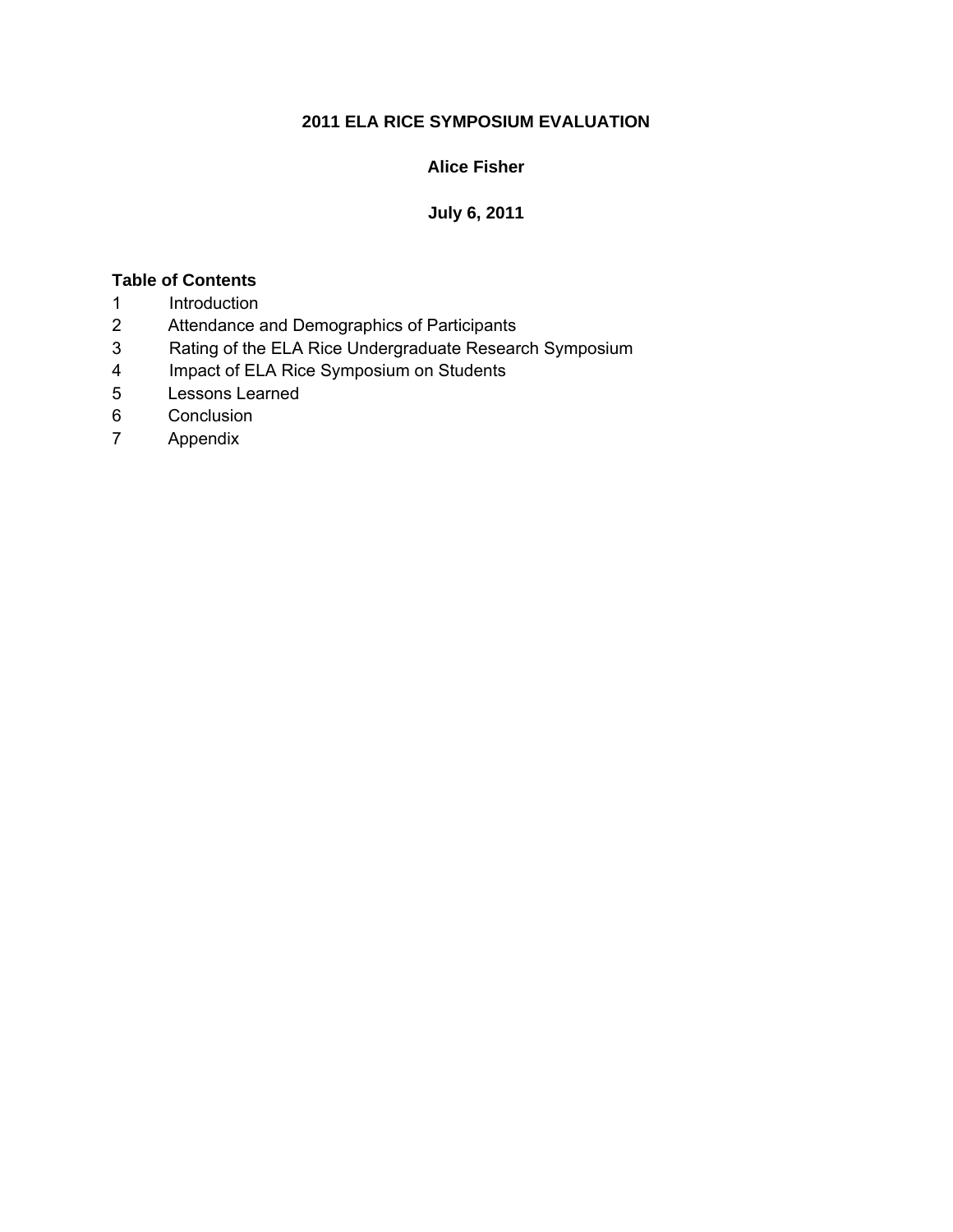# 2011 ELA RICE SYMPOSIUM EVALUATION

**Alice Fisher**

**July 6, 2011**

## Table of Contents

1. Introduction
2. Attendance and Demographics of Participants
3. Rating of the ELA Rice Undergraduate Research Symposium
4. Impact of ELA Rice Symposium on Students
5. Lessons Learned
6. Conclusion
7. Appendix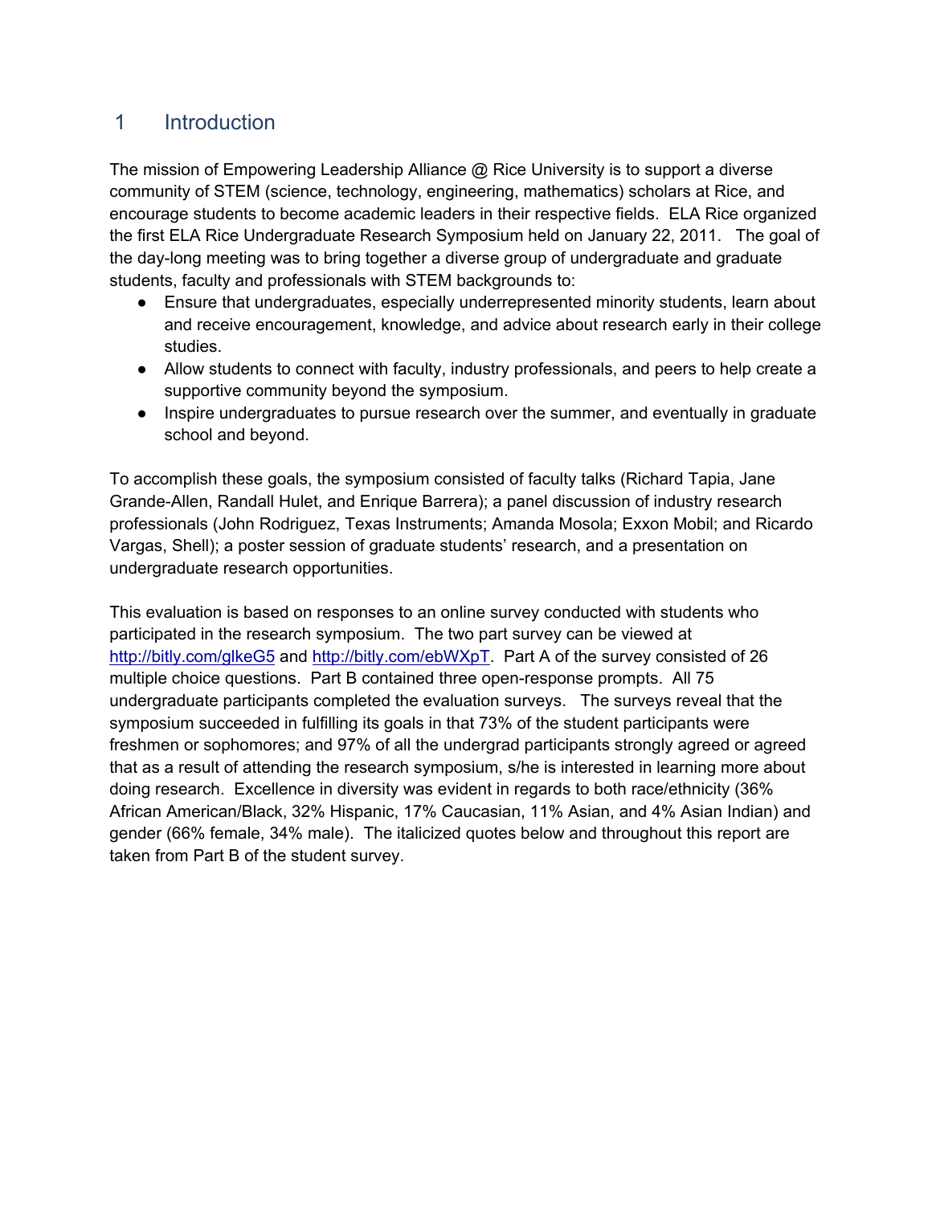# 1 Introduction

The mission of Empowering Leadership Alliance @ Rice University is to support a diverse community of STEM (science, technology, engineering, mathematics) scholars at Rice, and encourage students to become academic leaders in their respective fields. ELA Rice organized the first ELA Rice Undergraduate Research Symposium held on January 22, 2011. The goal of the day-long meeting was to bring together a diverse group of undergraduate and graduate students, faculty and professionals with STEM backgrounds to:

- Ensure that undergraduates, especially underrepresented minority students, learn about and receive encouragement, knowledge, and advice about research early in their college studies.
- Allow students to connect with faculty, industry professionals, and peers to help create a supportive community beyond the symposium.
- Inspire undergraduates to pursue research over the summer, and eventually in graduate school and beyond.

To accomplish these goals, the symposium consisted of faculty talks (Richard Tapia, Jane Grande-Allen, Randall Hulet, and Enrique Barrera); a panel discussion of industry research professionals (John Rodriguez, Texas Instruments; Amanda Mosola; Exxon Mobil; and Ricardo Vargas, Shell); a poster session of graduate students' research, and a presentation on undergraduate research opportunities.

This evaluation is based on responses to an online survey conducted with students who participated in the research symposium. The two part survey can be viewed at [http://bitly.com/glkeG5](http://bitly.com/glkeG5) and [http://bitly.com/ebWXpT](http://bitly.com/ebWXpT). Part A of the survey consisted of 26 multiple choice questions. Part B contained three open-response prompts. All 75 undergraduate participants completed the evaluation surveys. The surveys reveal that the symposium succeeded in fulfilling its goals in that 73% of the student participants were freshmen or sophomores; and 97% of all the undergrad participants strongly agreed or agreed that as a result of attending the research symposium, s/he is interested in learning more about doing research. Excellence in diversity was evident in regards to both race/ethnicity (36% African American/Black, 32% Hispanic, 17% Caucasian, 11% Asian, and 4% Asian Indian) and gender (66% female, 34% male). The italicized quotes below and throughout this report are taken from Part B of the student survey.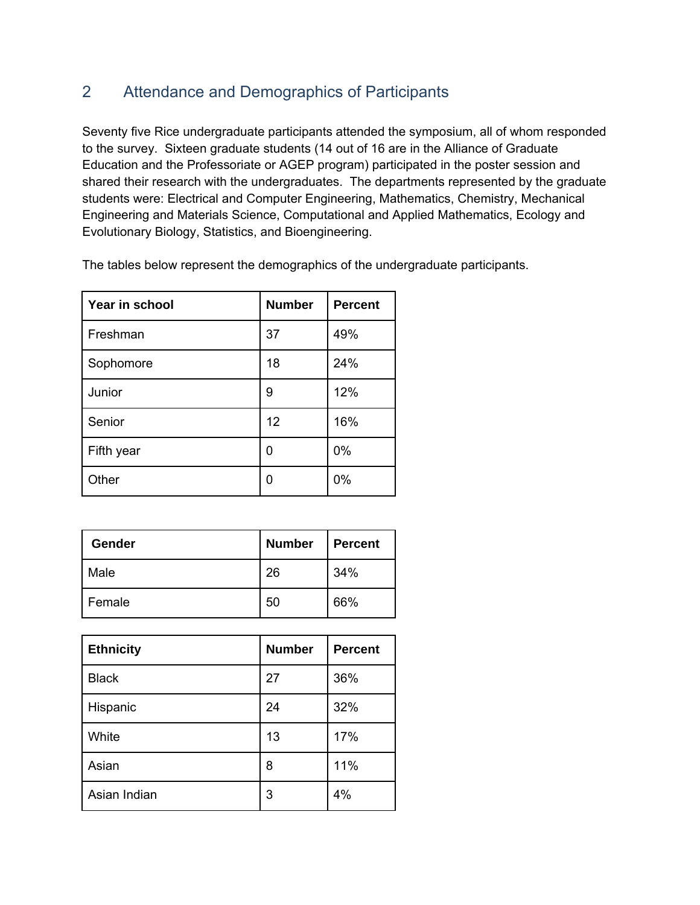## 2 Attendance and Demographics of Participants

Seventy five Rice undergraduate participants attended the symposium, all of whom responded to the survey. Sixteen graduate students (14 out of 16 are in the Alliance of Graduate Education and the Professoriate or AGEP program) participated in the poster session and shared their research with the undergraduates. The departments represented by the graduate students were: Electrical and Computer Engineering, Mathematics, Chemistry, Mechanical Engineering and Materials Science, Computational and Applied Mathematics, Ecology and Evolutionary Biology, Statistics, and Bioengineering.

The tables below represent the demographics of the undergraduate participants.

| Year in school | Number | Percent |
|---|---|---|
| Freshman | 37 | 49% |
| Sophomore | 18 | 24% |
| Junior | 9 | 12% |
| Senior | 12 | 16% |
| Fifth year | 0 | 0% |
| Other | 0 | 0% |

| Gender | Number | Percent |
|---|---|---|
| Male | 26 | 34% |
| Female | 50 | 66% |

| Ethnicity | Number | Percent |
|---|---|---|
| Black | 27 | 36% |
| Hispanic | 24 | 32% |
| White | 13 | 17% |
| Asian | 8 | 11% |
| Asian Indian | 3 | 4% |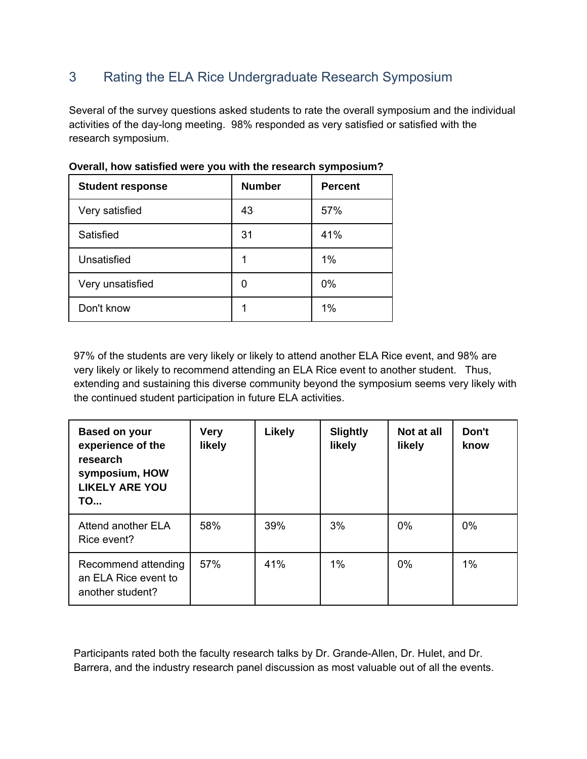## 3 Rating the ELA Rice Undergraduate Research Symposium

Several of the survey questions asked students to rate the overall symposium and the individual activities of the day-long meeting. 98% responded as very satisfied or satisfied with the research symposium.

**Overall, how satisfied were you with the research symposium?**

| Student response | Number | Percent |
| --- | --- | --- |
| Very satisfied | 43 | 57% |
| Satisfied | 31 | 41% |
| Unsatisfied | 1 | 1% |
| Very unsatisfied | 0 | 0% |
| Don't know | 1 | 1% |

97% of the students are very likely or likely to attend another ELA Rice event, and 98% are very likely or likely to recommend attending an ELA Rice event to another student. Thus, extending and sustaining this diverse community beyond the symposium seems very likely with the continued student participation in future ELA activities.

| Based on your experience of the research symposium, HOW LIKELY ARE YOU TO... | Very likely | Likely | Slightly likely | Not at all likely | Don't know |
| --- | --- | --- | --- | --- | --- |
| Attend another ELA Rice event? | 58% | 39% | 3% | 0% | 0% |
| Recommend attending an ELA Rice event to another student? | 57% | 41% | 1% | 0% | 1% |

Participants rated both the faculty research talks by Dr. Grande-Allen, Dr. Hulet, and Dr. Barrera, and the industry research panel discussion as most valuable out of all the events.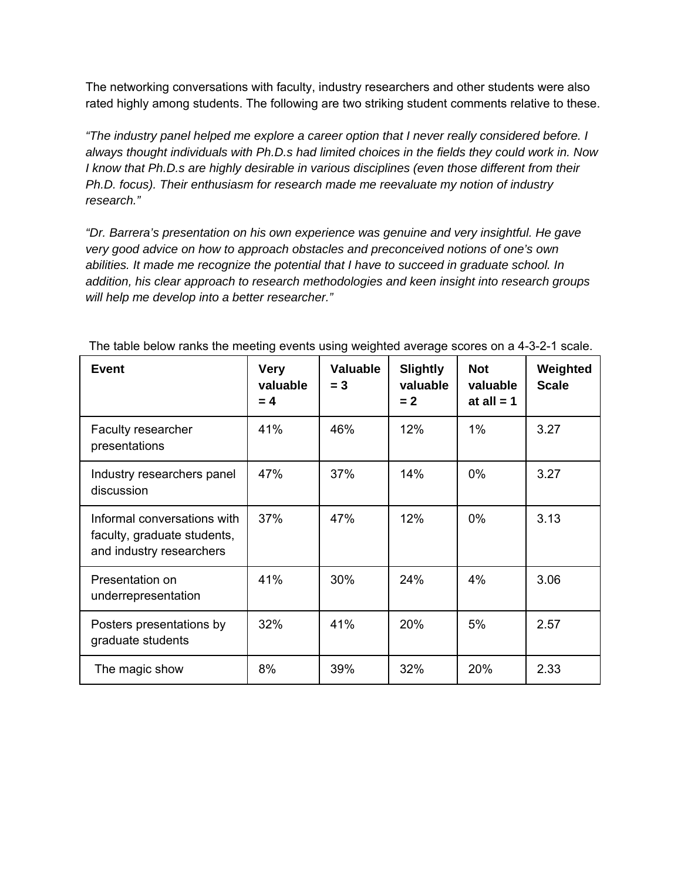The networking conversations with faculty, industry researchers and other students were also rated highly among students. The following are two striking student comments relative to these.

*"The industry panel helped me explore a career option that I never really considered before. I always thought individuals with Ph.D.s had limited choices in the fields they could work in. Now I know that Ph.D.s are highly desirable in various disciplines (even those different from their Ph.D. focus). Their enthusiasm for research made me reevaluate my notion of industry research."*

*"Dr. Barrera's presentation on his own experience was genuine and very insightful. He gave very good advice on how to approach obstacles and preconceived notions of one's own abilities. It made me recognize the potential that I have to succeed in graduate school. In addition, his clear approach to research methodologies and keen insight into research groups will help me develop into a better researcher."*

The table below ranks the meeting events using weighted average scores on a 4-3-2-1 scale.

| Event | Very valuable = 4 | Valuable = 3 | Slightly valuable = 2 | Not valuable at all = 1 | Weighted Scale |
|---|---|---|---|---|---|
| Faculty researcher presentations | 41% | 46% | 12% | 1% | 3.27 |
| Industry researchers panel discussion | 47% | 37% | 14% | 0% | 3.27 |
| Informal conversations with faculty, graduate students, and industry researchers | 37% | 47% | 12% | 0% | 3.13 |
| Presentation on underrepresentation | 41% | 30% | 24% | 4% | 3.06 |
| Posters presentations by graduate students | 32% | 41% | 20% | 5% | 2.57 |
| The magic show | 8% | 39% | 32% | 20% | 2.33 |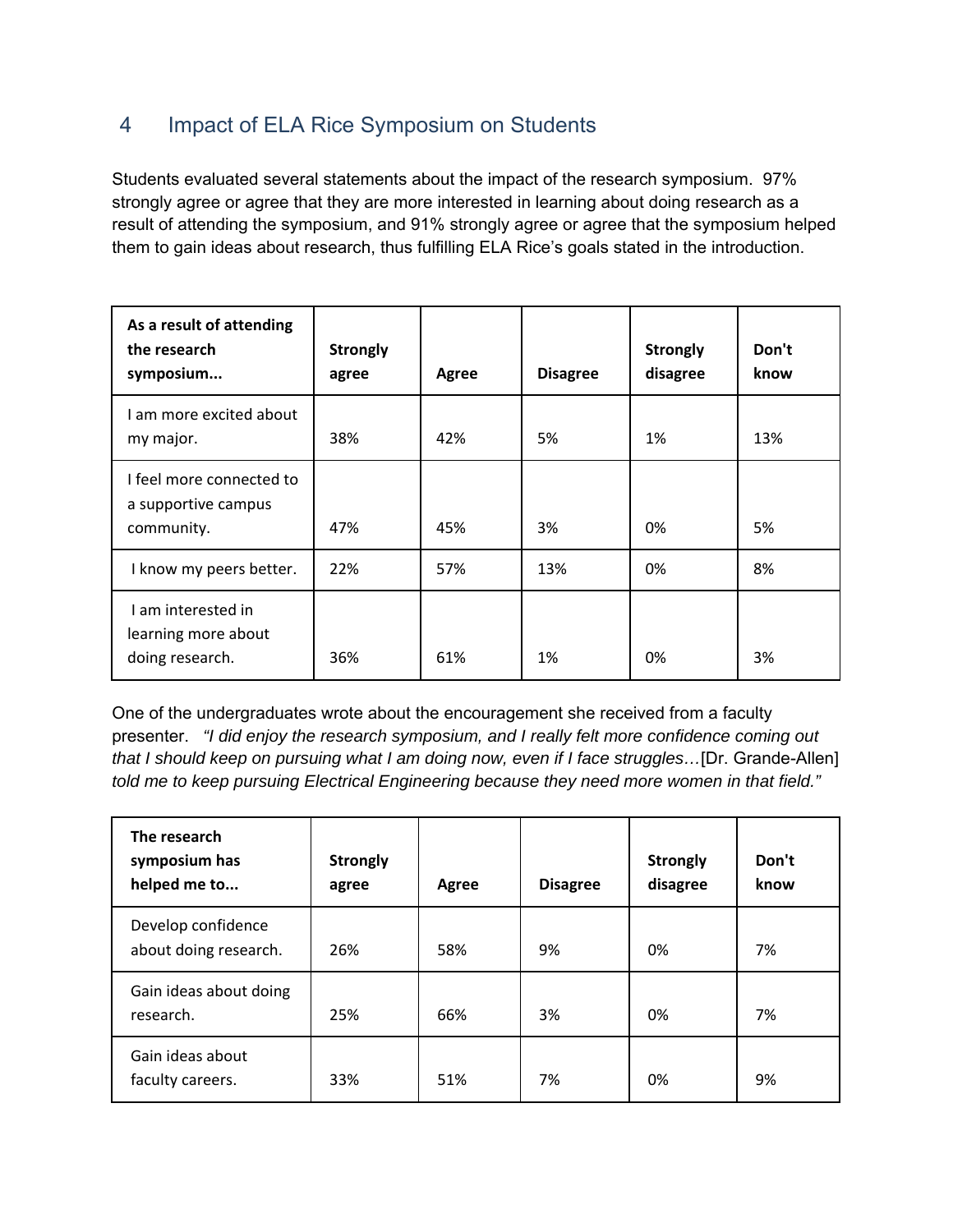## 4 Impact of ELA Rice Symposium on Students

Students evaluated several statements about the impact of the research symposium. 97% strongly agree or agree that they are more interested in learning about doing research as a result of attending the symposium, and 91% strongly agree or agree that the symposium helped them to gain ideas about research, thus fulfilling ELA Rice's goals stated in the introduction.

| **As a result of attending the research symposium...** | **Strongly agree** | **Agree** | **Disagree** | **Strongly disagree** | **Don't know** |
|---|---|---|---|---|---|
| I am more excited about my major. | 38% | 42% | 5% | 1% | 13% |
| I feel more connected to a supportive campus community. | 47% | 45% | 3% | 0% | 5% |
| I know my peers better. | 22% | 57% | 13% | 0% | 8% |
| I am interested in learning more about doing research. | 36% | 61% | 1% | 0% | 3% |

One of the undergraduates wrote about the encouragement she received from a faculty presenter. *"I did enjoy the research symposium, and I really felt more confidence coming out that I should keep on pursuing what I am doing now, even if I face struggles…*[Dr. Grande-Allen] *told me to keep pursuing Electrical Engineering because they need more women in that field."*

| **The research symposium has helped me to...** | **Strongly agree** | **Agree** | **Disagree** | **Strongly disagree** | **Don't know** |
|---|---|---|---|---|---|
| Develop confidence about doing research. | 26% | 58% | 9% | 0% | 7% |
| Gain ideas about doing research. | 25% | 66% | 3% | 0% | 7% |
| Gain ideas about faculty careers. | 33% | 51% | 7% | 0% | 9% |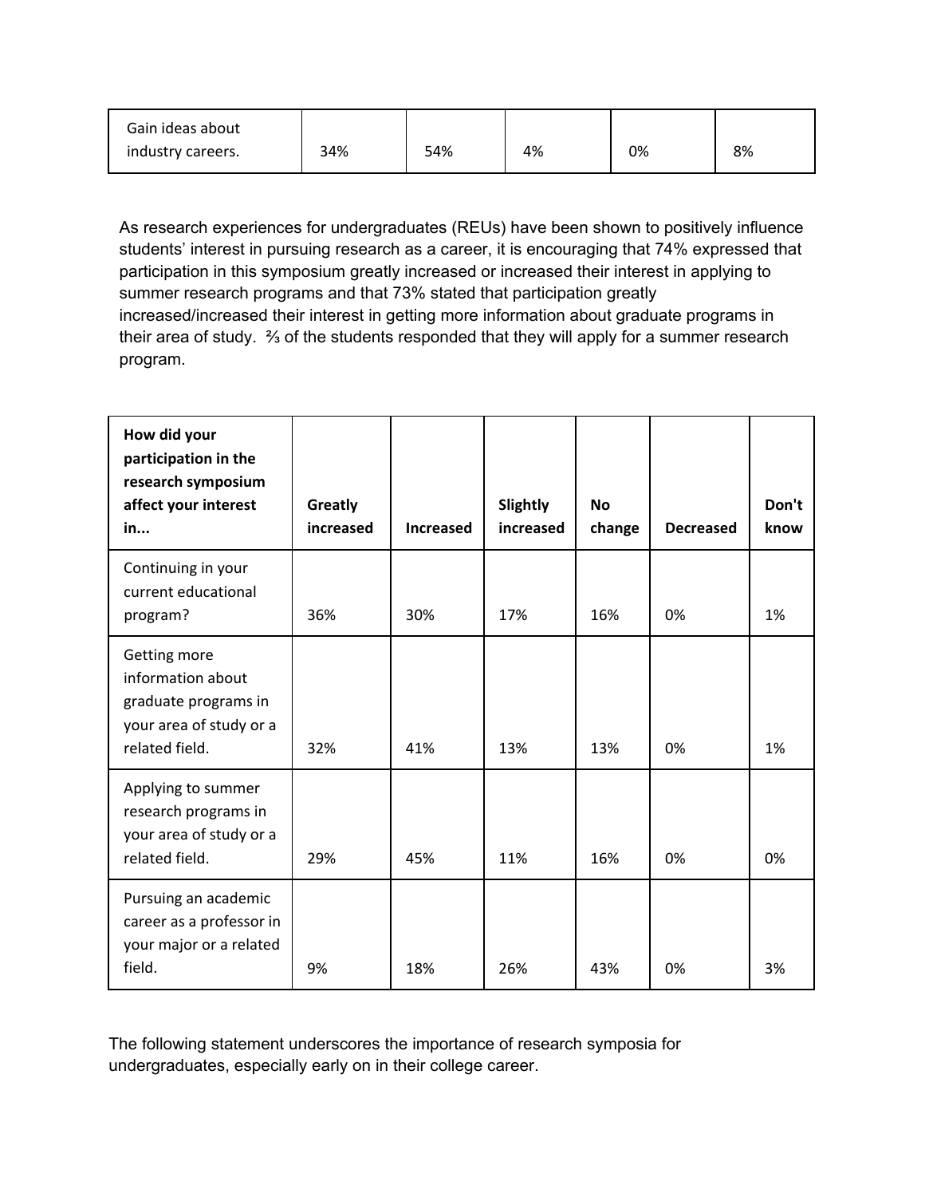| | | | | | |
|---|---|---|---|---|---|
| Gain ideas about industry careers. | 34% | 54% | 4% | 0% | 8% |

As research experiences for undergraduates (REUs) have been shown to positively influence students' interest in pursuing research as a career, it is encouraging that 74% expressed that participation in this symposium greatly increased or increased their interest in applying to summer research programs and that 73% stated that participation greatly increased/increased their interest in getting more information about graduate programs in their area of study. ⅔ of the students responded that they will apply for a summer research program.

| **How did your participation in the research symposium affect your interest in...** | **Greatly increased** | **Increased** | **Slightly increased** | **No change** | **Decreased** | **Don't know** |
|---|---|---|---|---|---|---|
| Continuing in your current educational program? | 36% | 30% | 17% | 16% | 0% | 1% |
| Getting more information about graduate programs in your area of study or a related field. | 32% | 41% | 13% | 13% | 0% | 1% |
| Applying to summer research programs in your area of study or a related field. | 29% | 45% | 11% | 16% | 0% | 0% |
| Pursuing an academic career as a professor in your major or a related field. | 9% | 18% | 26% | 43% | 0% | 3% |

The following statement underscores the importance of research symposia for undergraduates, especially early on in their college career.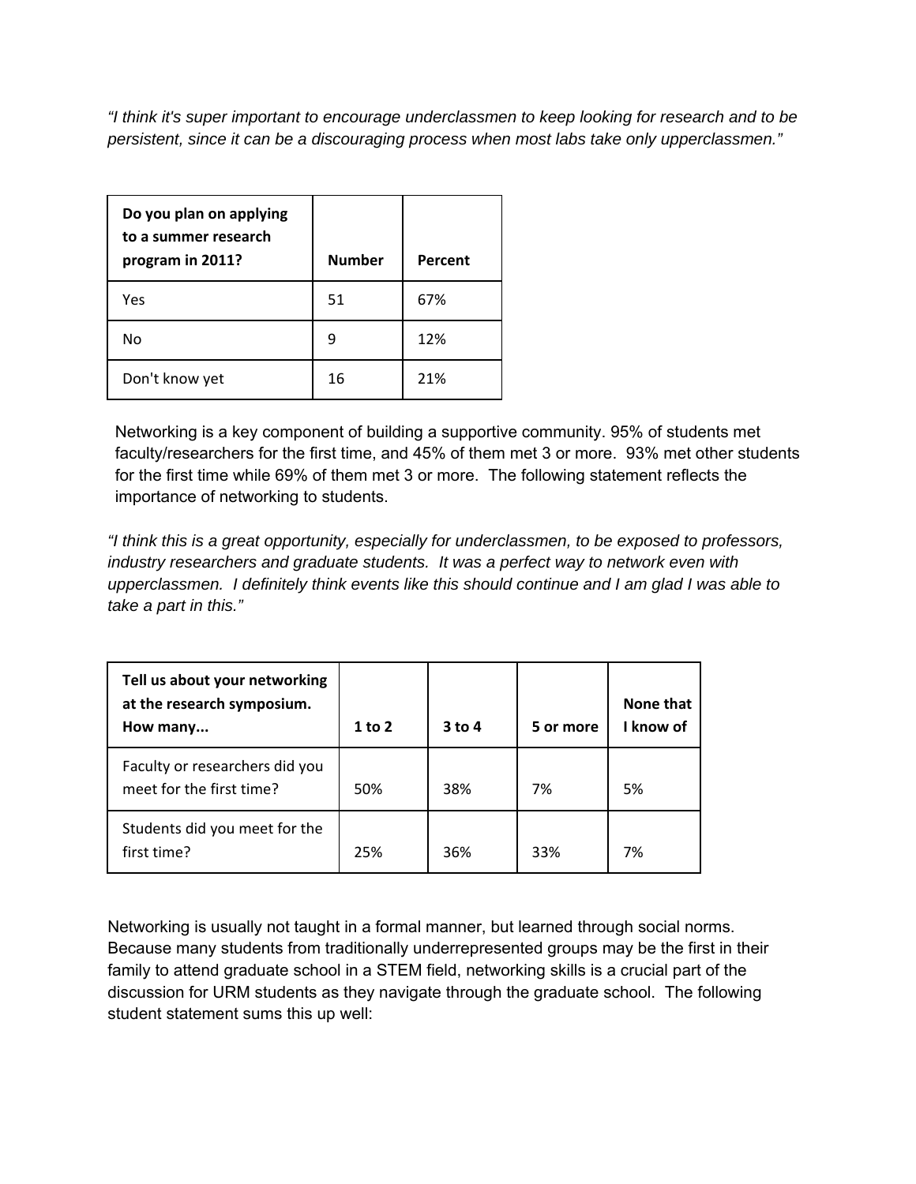*"I think it's super important to encourage underclassmen to keep looking for research and to be persistent, since it can be a discouraging process when most labs take only upperclassmen."*

| Do you plan on applying to a summer research program in 2011? | Number | Percent |
|---|---|---|
| Yes | 51 | 67% |
| No | 9 | 12% |
| Don't know yet | 16 | 21% |

Networking is a key component of building a supportive community. 95% of students met faculty/researchers for the first time, and 45% of them met 3 or more. 93% met other students for the first time while 69% of them met 3 or more. The following statement reflects the importance of networking to students.

*"I think this is a great opportunity, especially for underclassmen, to be exposed to professors, industry researchers and graduate students. It was a perfect way to network even with upperclassmen. I definitely think events like this should continue and I am glad I was able to take a part in this."*

| Tell us about your networking at the research symposium. How many... | 1 to 2 | 3 to 4 | 5 or more | None that I know of |
|---|---|---|---|---|
| Faculty or researchers did you meet for the first time? | 50% | 38% | 7% | 5% |
| Students did you meet for the first time? | 25% | 36% | 33% | 7% |

Networking is usually not taught in a formal manner, but learned through social norms. Because many students from traditionally underrepresented groups may be the first in their family to attend graduate school in a STEM field, networking skills is a crucial part of the discussion for URM students as they navigate through the graduate school. The following student statement sums this up well: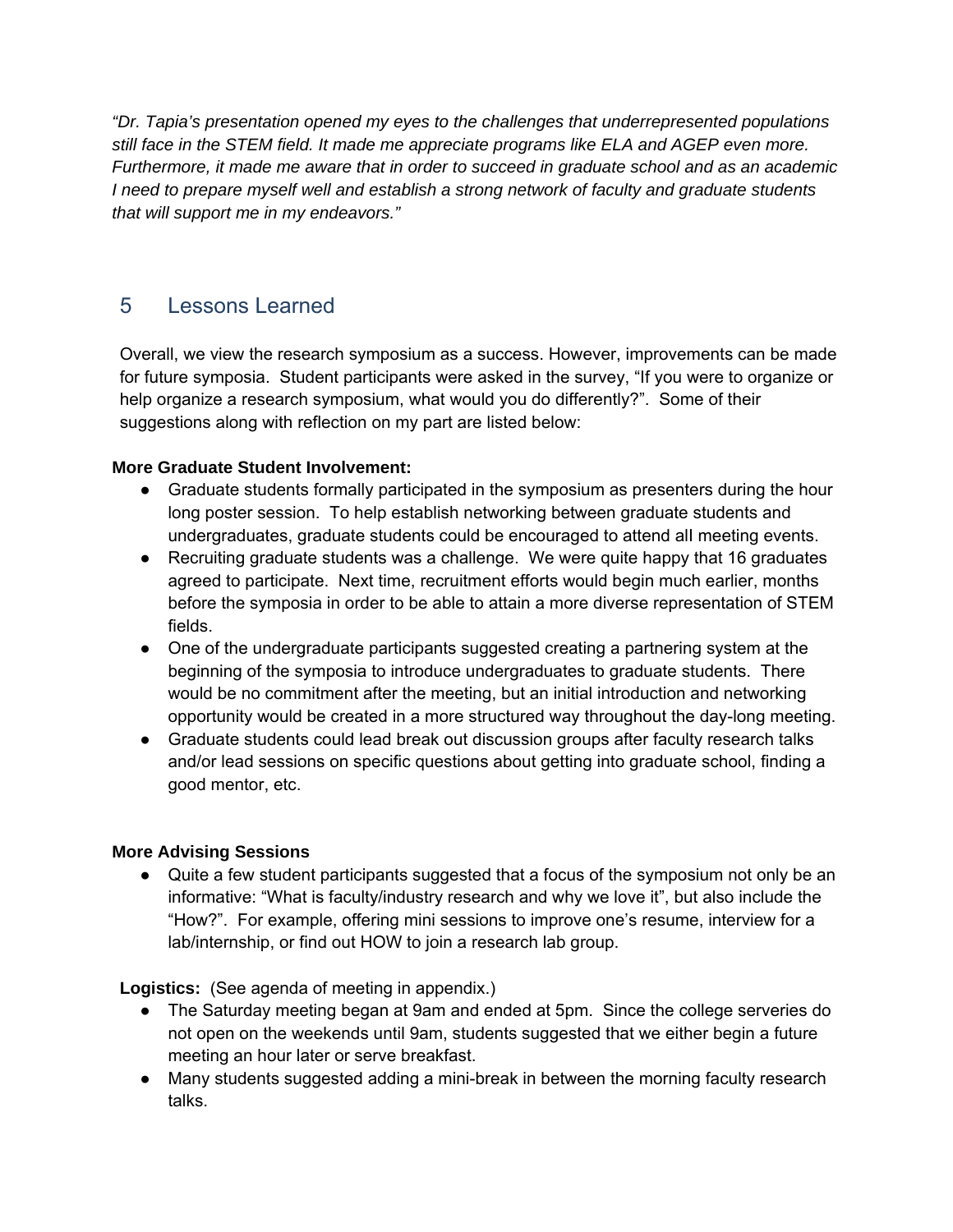*"Dr. Tapia's presentation opened my eyes to the challenges that underrepresented populations still face in the STEM field. It made me appreciate programs like ELA and AGEP even more. Furthermore, it made me aware that in order to succeed in graduate school and as an academic I need to prepare myself well and establish a strong network of faculty and graduate students that will support me in my endeavors."*

## 5 Lessons Learned

Overall, we view the research symposium as a success. However, improvements can be made for future symposia. Student participants were asked in the survey, "If you were to organize or help organize a research symposium, what would you do differently?". Some of their suggestions along with reflection on my part are listed below:

**More Graduate Student Involvement:**

- Graduate students formally participated in the symposium as presenters during the hour long poster session. To help establish networking between graduate students and undergraduates, graduate students could be encouraged to attend all meeting events.
- Recruiting graduate students was a challenge. We were quite happy that 16 graduates agreed to participate. Next time, recruitment efforts would begin much earlier, months before the symposia in order to be able to attain a more diverse representation of STEM fields.
- One of the undergraduate participants suggested creating a partnering system at the beginning of the symposia to introduce undergraduates to graduate students. There would be no commitment after the meeting, but an initial introduction and networking opportunity would be created in a more structured way throughout the day-long meeting.
- Graduate students could lead break out discussion groups after faculty research talks and/or lead sessions on specific questions about getting into graduate school, finding a good mentor, etc.

**More Advising Sessions**

- Quite a few student participants suggested that a focus of the symposium not only be an informative: "What is faculty/industry research and why we love it", but also include the "How?". For example, offering mini sessions to improve one's resume, interview for a lab/internship, or find out HOW to join a research lab group.

**Logistics:** (See agenda of meeting in appendix.)

- The Saturday meeting began at 9am and ended at 5pm. Since the college serveries do not open on the weekends until 9am, students suggested that we either begin a future meeting an hour later or serve breakfast.
- Many students suggested adding a mini-break in between the morning faculty research talks.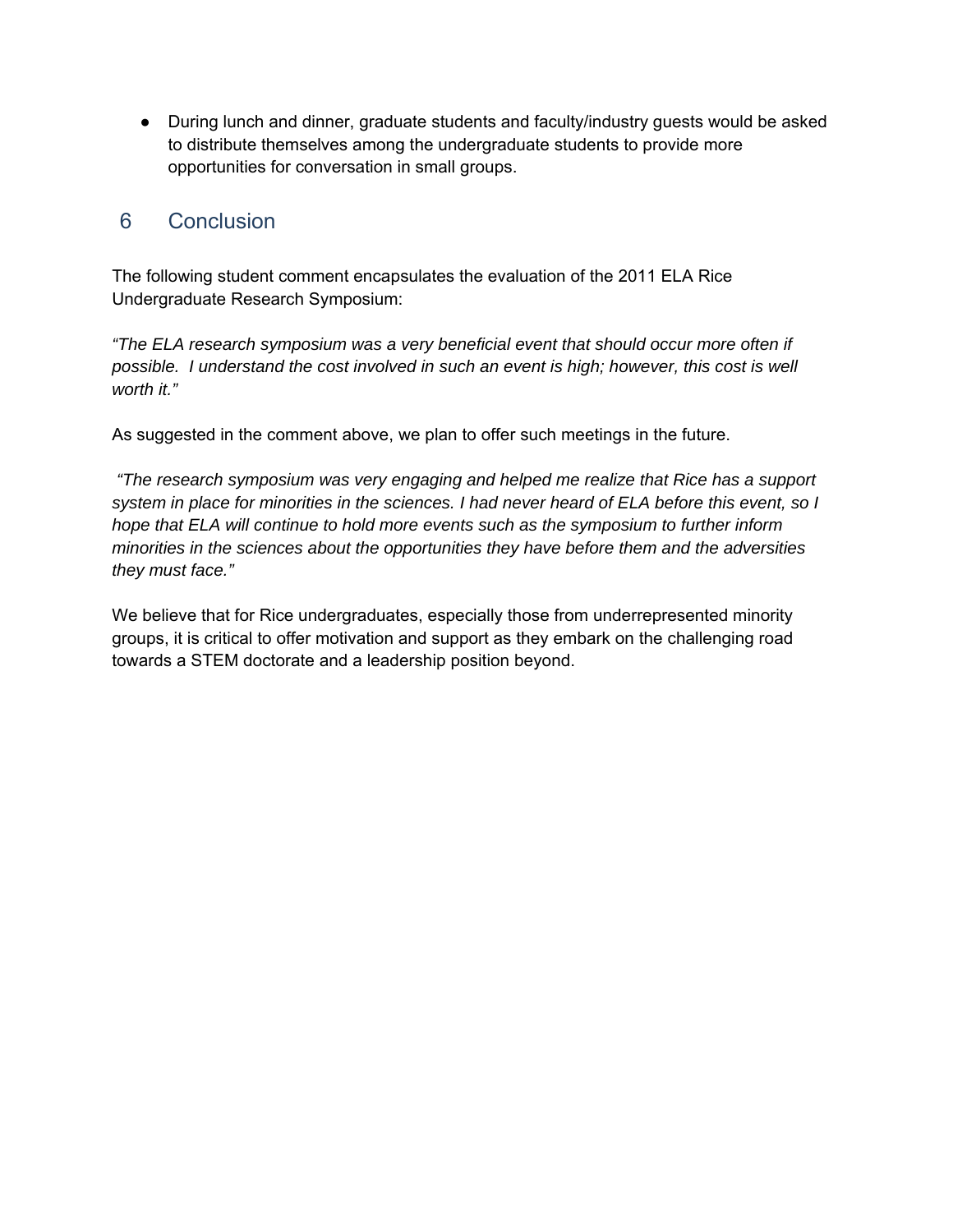- During lunch and dinner, graduate students and faculty/industry guests would be asked to distribute themselves among the undergraduate students to provide more opportunities for conversation in small groups.

## 6 Conclusion

The following student comment encapsulates the evaluation of the 2011 ELA Rice Undergraduate Research Symposium:

*"The ELA research symposium was a very beneficial event that should occur more often if possible. I understand the cost involved in such an event is high; however, this cost is well worth it."*

As suggested in the comment above, we plan to offer such meetings in the future.

*"The research symposium was very engaging and helped me realize that Rice has a support system in place for minorities in the sciences. I had never heard of ELA before this event, so I hope that ELA will continue to hold more events such as the symposium to further inform minorities in the sciences about the opportunities they have before them and the adversities they must face."*

We believe that for Rice undergraduates, especially those from underrepresented minority groups, it is critical to offer motivation and support as they embark on the challenging road towards a STEM doctorate and a leadership position beyond.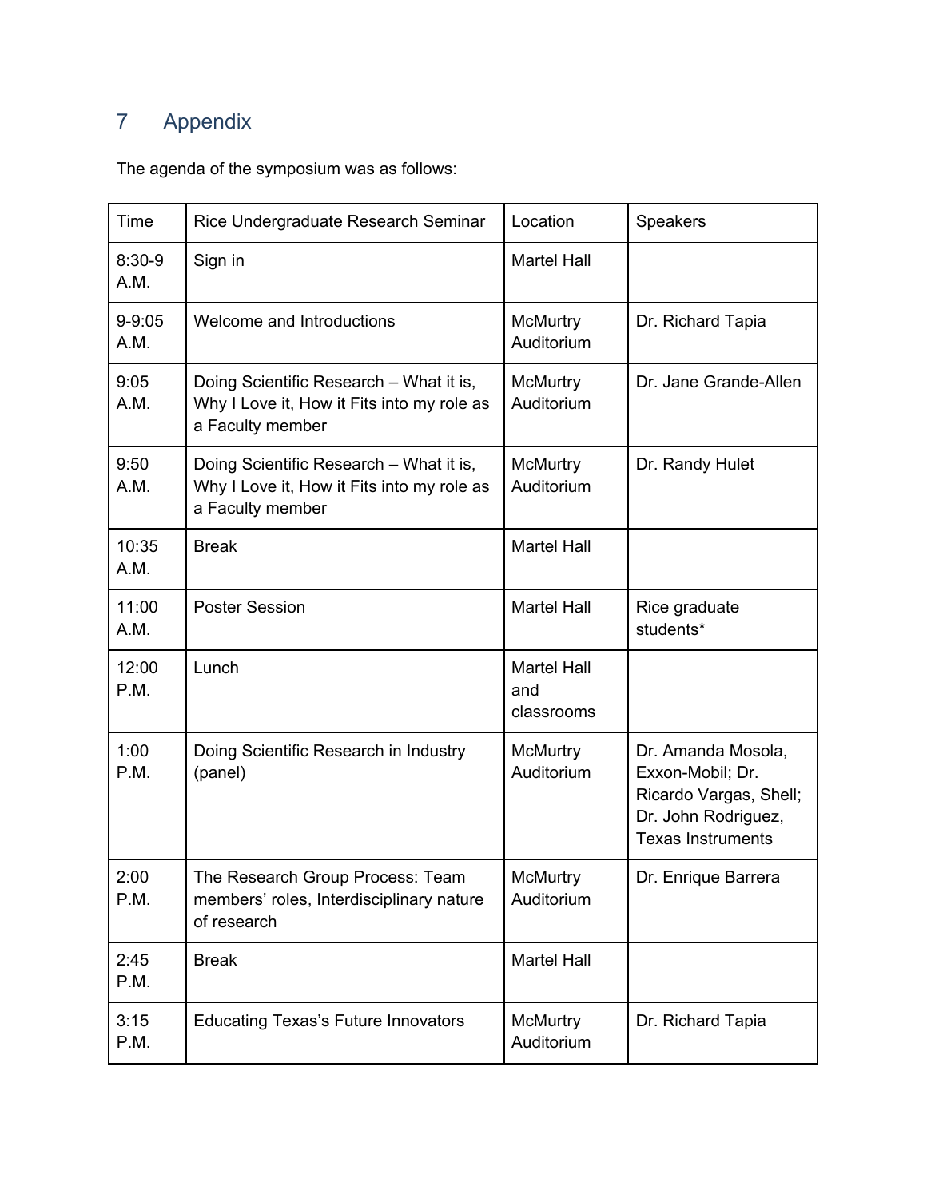## 7 Appendix

The agenda of the symposium was as follows:

| Time | Rice Undergraduate Research Seminar | Location | Speakers |
|---|---|---|---|
| 8:30-9 A.M. | Sign in | Martel Hall | |
| 9-9:05 A.M. | Welcome and Introductions | McMurtry Auditorium | Dr. Richard Tapia |
| 9:05 A.M. | Doing Scientific Research – What it is, Why I Love it, How it Fits into my role as a Faculty member | McMurtry Auditorium | Dr. Jane Grande-Allen |
| 9:50 A.M. | Doing Scientific Research – What it is, Why I Love it, How it Fits into my role as a Faculty member | McMurtry Auditorium | Dr. Randy Hulet |
| 10:35 A.M. | Break | Martel Hall | |
| 11:00 A.M. | Poster Session | Martel Hall | Rice graduate students* |
| 12:00 P.M. | Lunch | Martel Hall and classrooms | |
| 1:00 P.M. | Doing Scientific Research in Industry (panel) | McMurtry Auditorium | Dr. Amanda Mosola, Exxon-Mobil; Dr. Ricardo Vargas, Shell; Dr. John Rodriguez, Texas Instruments |
| 2:00 P.M. | The Research Group Process: Team members' roles, Interdisciplinary nature of research | McMurtry Auditorium | Dr. Enrique Barrera |
| 2:45 P.M. | Break | Martel Hall | |
| 3:15 P.M. | Educating Texas's Future Innovators | McMurtry Auditorium | Dr. Richard Tapia |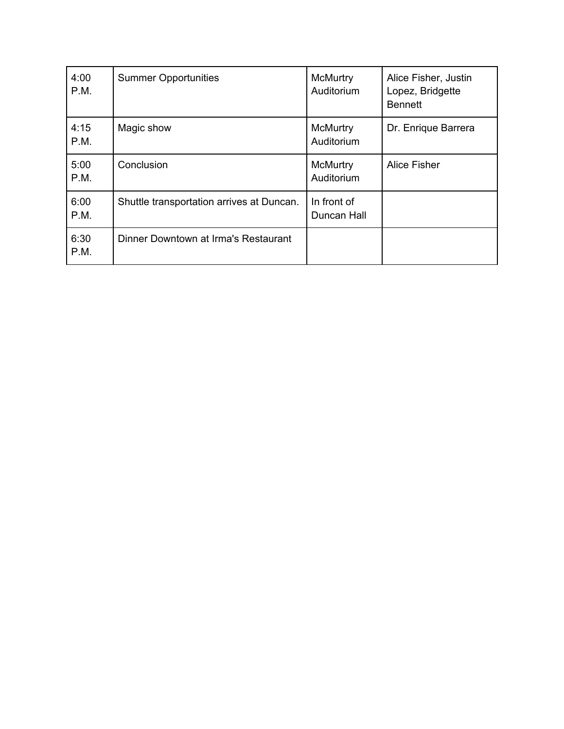| | | | |
|---|---|---|---|
| 4:00 P.M. | Summer Opportunities | McMurtry Auditorium | Alice Fisher, Justin Lopez, Bridgette Bennett |
| 4:15 P.M. | Magic show | McMurtry Auditorium | Dr. Enrique Barrera |
| 5:00 P.M. | Conclusion | McMurtry Auditorium | Alice Fisher |
| 6:00 P.M. | Shuttle transportation arrives at Duncan. | In front of Duncan Hall | |
| 6:30 P.M. | Dinner Downtown at Irma's Restaurant | | |